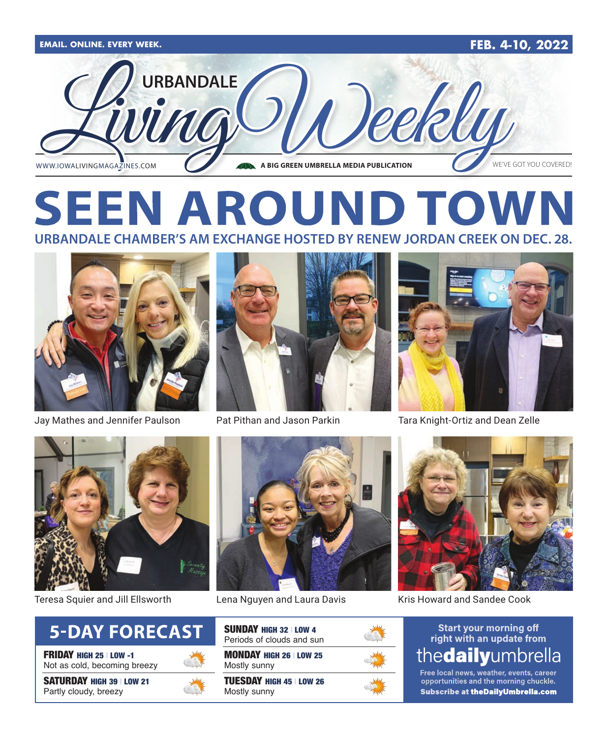EMAIL. ONLINE. EVERY WEEK.

FEB. 4-10, 2022

# URBANDALE Living Weekly

WWW.IOWALIVINGMAGAZINES.COM

A BIG GREEN UMBRELLA MEDIA PUBLICATION

WE'VE GOT YOU COVERED!

# SEEN AROUND TOWN

## URBANDALE CHAMBER'S AM EXCHANGE HOSTED BY RENEW JORDAN CREEK ON DEC. 28.

Jay Mathes and Jennifer Paulson

Pat Pithan and Jason Parkin

Tara Knight-Ortiz and Dean Zelle

Teresa Squier and Jill Ellsworth

Lena Nguyen and Laura Davis

Kris Howard and Sandee Cook

## 5-DAY FORECAST

**FRIDAY** HIGH 25 | LOW -1
Not as cold, becoming breezy

**SATURDAY** HIGH 39 | LOW 21
Partly cloudy, breezy

**SUNDAY** HIGH 32 | LOW 4
Periods of clouds and sun

**MONDAY** HIGH 26 | LOW 25
Mostly sunny

**TUESDAY** HIGH 45 | LOW 26
Mostly sunny

Start your morning off right with an update from

the**daily**umbrella

Free local news, weather, events, career opportunities and the morning chuckle.

**Subscribe at theDailyUmbrella.com**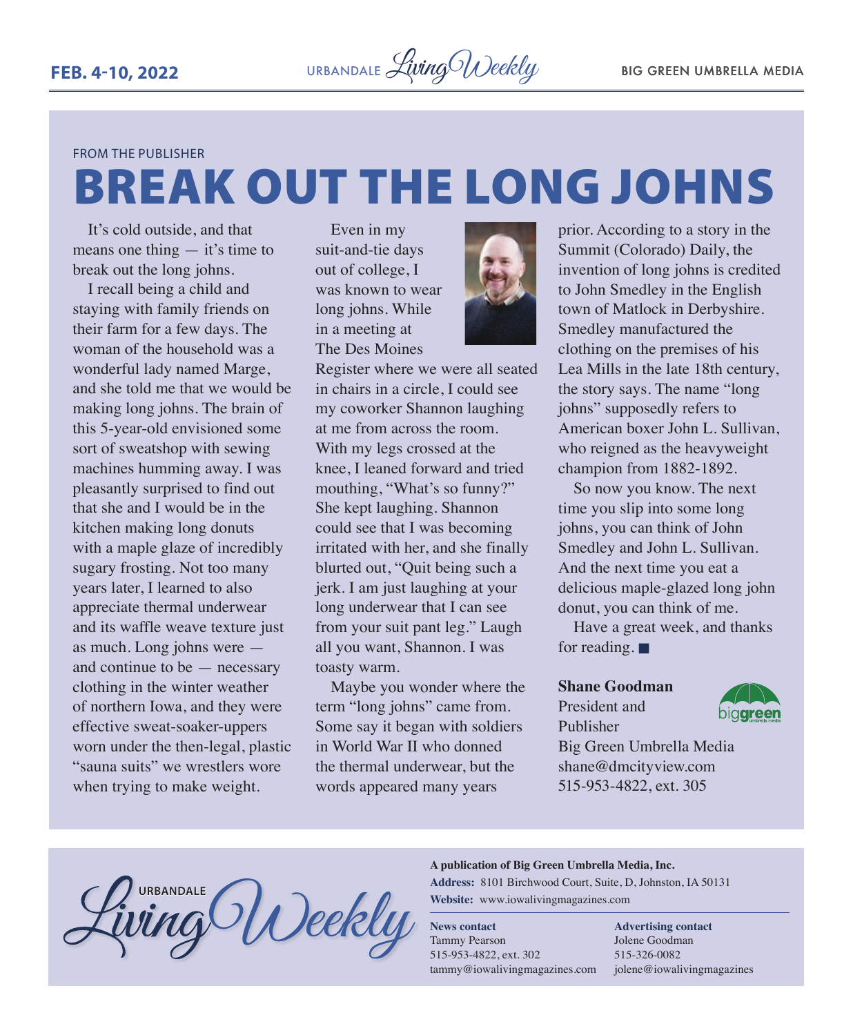FROM THE PUBLISHER

# BREAK OUT THE LONG JOHNS

It's cold outside, and that means one thing — it's time to break out the long johns.

I recall being a child and staying with family friends on their farm for a few days. The woman of the household was a wonderful lady named Marge, and she told me that we would be making long johns. The brain of this 5-year-old envisioned some sort of sweatshop with sewing machines humming away. I was pleasantly surprised to find out that she and I would be in the kitchen making long donuts with a maple glaze of incredibly sugary frosting. Not too many years later, I learned to also appreciate thermal underwear and its waffle weave texture just as much. Long johns were — and continue to be — necessary clothing in the winter weather of northern Iowa, and they were effective sweat-soaker-uppers worn under the then-legal, plastic "sauna suits" we wrestlers wore when trying to make weight.

Even in my suit-and-tie days out of college, I was known to wear long johns. While in a meeting at The Des Moines Register where we were all seated in chairs in a circle, I could see my coworker Shannon laughing at me from across the room. With my legs crossed at the knee, I leaned forward and tried mouthing, "What's so funny?" She kept laughing. Shannon could see that I was becoming irritated with her, and she finally blurted out, "Quit being such a jerk. I am just laughing at your long underwear that I can see from your suit pant leg." Laugh all you want, Shannon. I was toasty warm.

Maybe you wonder where the term "long johns" came from. Some say it began with soldiers in World War II who donned the thermal underwear, but the words appeared many years prior. According to a story in the Summit (Colorado) Daily, the invention of long johns is credited to John Smedley in the English town of Matlock in Derbyshire. Smedley manufactured the clothing on the premises of his Lea Mills in the late 18th century, the story says. The name "long johns" supposedly refers to American boxer John L. Sullivan, who reigned as the heavyweight champion from 1882-1892.

So now you know. The next time you slip into some long johns, you can think of John Smedley and John L. Sullivan. And the next time you eat a delicious maple-glazed long john donut, you can think of me.

Have a great week, and thanks for reading. ■

**Shane Goodman**
President and Publisher
Big Green Umbrella Media
shane@dmcityview.com
515-953-4822, ext. 305

---

URBANDALE Living Weekly

**A publication of Big Green Umbrella Media, Inc.**
**Address:** 8101 Birchwood Court, Suite, D, Johnston, IA 50131
**Website:** www.iowalivingmagazines.com

**News contact**
Tammy Pearson
515-953-4822, ext. 302
tammy@iowalivingmagazines.com

**Advertising contact**
Jolene Goodman
515-326-0082
jolene@iowalivingmagazines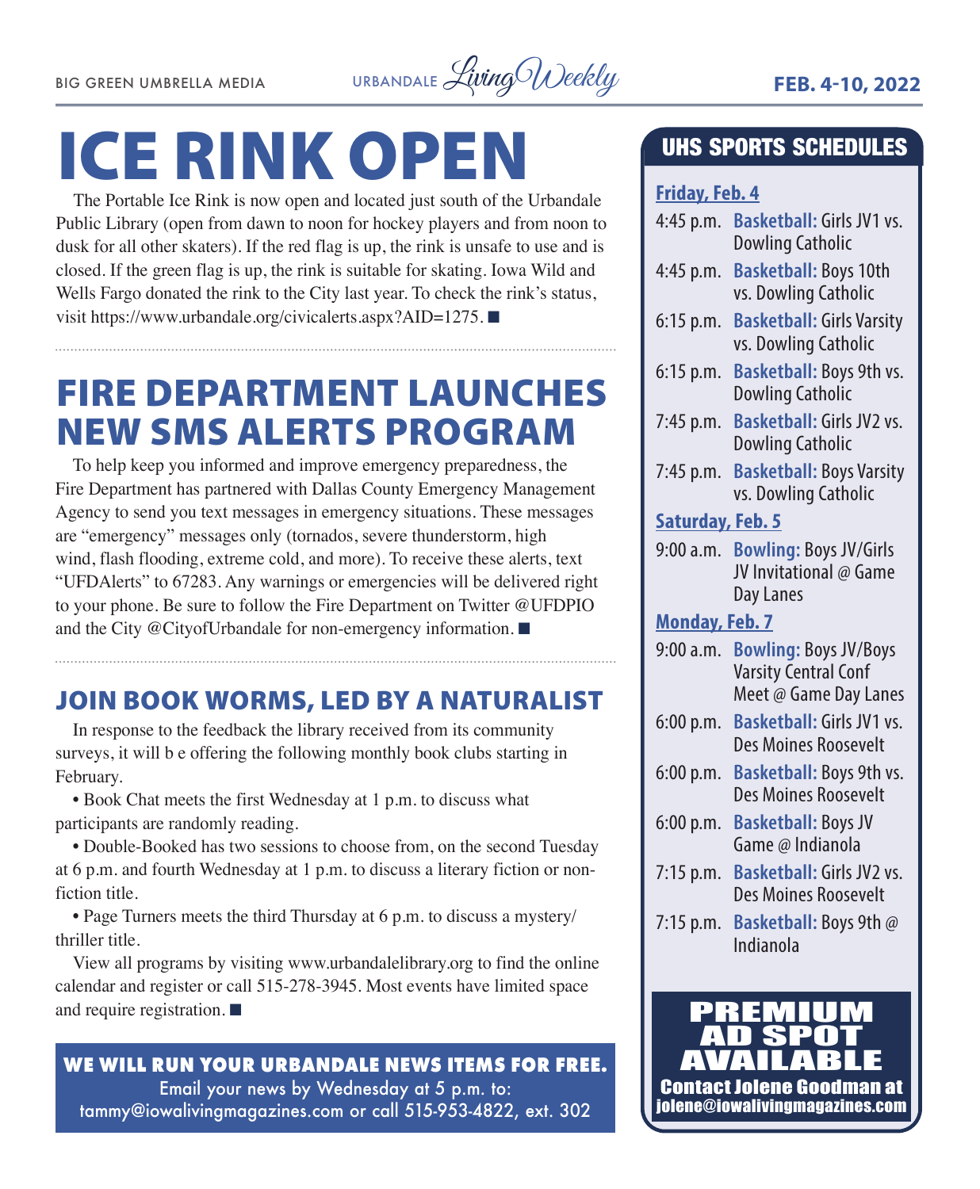# ICE RINK OPEN

The Portable Ice Rink is now open and located just south of the Urbandale Public Library (open from dawn to noon for hockey players and from noon to dusk for all other skaters). If the red flag is up, the rink is unsafe to use and is closed. If the green flag is up, the rink is suitable for skating. Iowa Wild and Wells Fargo donated the rink to the City last year. To check the rink's status, visit https://www.urbandale.org/civicalerts.aspx?AID=1275. ■

# FIRE DEPARTMENT LAUNCHES NEW SMS ALERTS PROGRAM

To help keep you informed and improve emergency preparedness, the Fire Department has partnered with Dallas County Emergency Management Agency to send you text messages in emergency situations. These messages are "emergency" messages only (tornados, severe thunderstorm, high wind, flash flooding, extreme cold, and more). To receive these alerts, text "UFDAlerts" to 67283. Any warnings or emergencies will be delivered right to your phone. Be sure to follow the Fire Department on Twitter @UFDPIO and the City @CityofUrbandale for non-emergency information. ■

## JOIN BOOK WORMS, LED BY A NATURALIST

In response to the feedback the library received from its community surveys, it will b e offering the following monthly book clubs starting in February.

- Book Chat meets the first Wednesday at 1 p.m. to discuss what participants are randomly reading.
- Double-Booked has two sessions to choose from, on the second Tuesday at 6 p.m. and fourth Wednesday at 1 p.m. to discuss a literary fiction or non-fiction title.
- Page Turners meets the third Thursday at 6 p.m. to discuss a mystery/thriller title.

View all programs by visiting www.urbandalelibrary.org to find the online calendar and register or call 515-278-3945. Most events have limited space and require registration. ■

**WE WILL RUN YOUR URBANDALE NEWS ITEMS FOR FREE.**
Email your news by Wednesday at 5 p.m. to: tammy@iowalivingmagazines.com or call 515-953-4822, ext. 302

## UHS SPORTS SCHEDULES

**Friday, Feb. 4**

- 4:45 p.m. **Basketball:** Girls JV1 vs. Dowling Catholic
- 4:45 p.m. **Basketball:** Boys 10th vs. Dowling Catholic
- 6:15 p.m. **Basketball:** Girls Varsity vs. Dowling Catholic
- 6:15 p.m. **Basketball:** Boys 9th vs. Dowling Catholic
- 7:45 p.m. **Basketball:** Girls JV2 vs. Dowling Catholic
- 7:45 p.m. **Basketball:** Boys Varsity vs. Dowling Catholic

**Saturday, Feb. 5**

- 9:00 a.m. **Bowling:** Boys JV/Girls JV Invitational @ Game Day Lanes

**Monday, Feb. 7**

- 9:00 a.m. **Bowling:** Boys JV/Boys Varsity Central Conf Meet @ Game Day Lanes
- 6:00 p.m. **Basketball:** Girls JV1 vs. Des Moines Roosevelt
- 6:00 p.m. **Basketball:** Boys 9th vs. Des Moines Roosevelt
- 6:00 p.m. **Basketball:** Boys JV Game @ Indianola
- 7:15 p.m. **Basketball:** Girls JV2 vs. Des Moines Roosevelt
- 7:15 p.m. **Basketball:** Boys 9th @ Indianola

**PREMIUM AD SPOT AVAILABLE**
Contact Jolene Goodman at jolene@iowalivingmagazines.com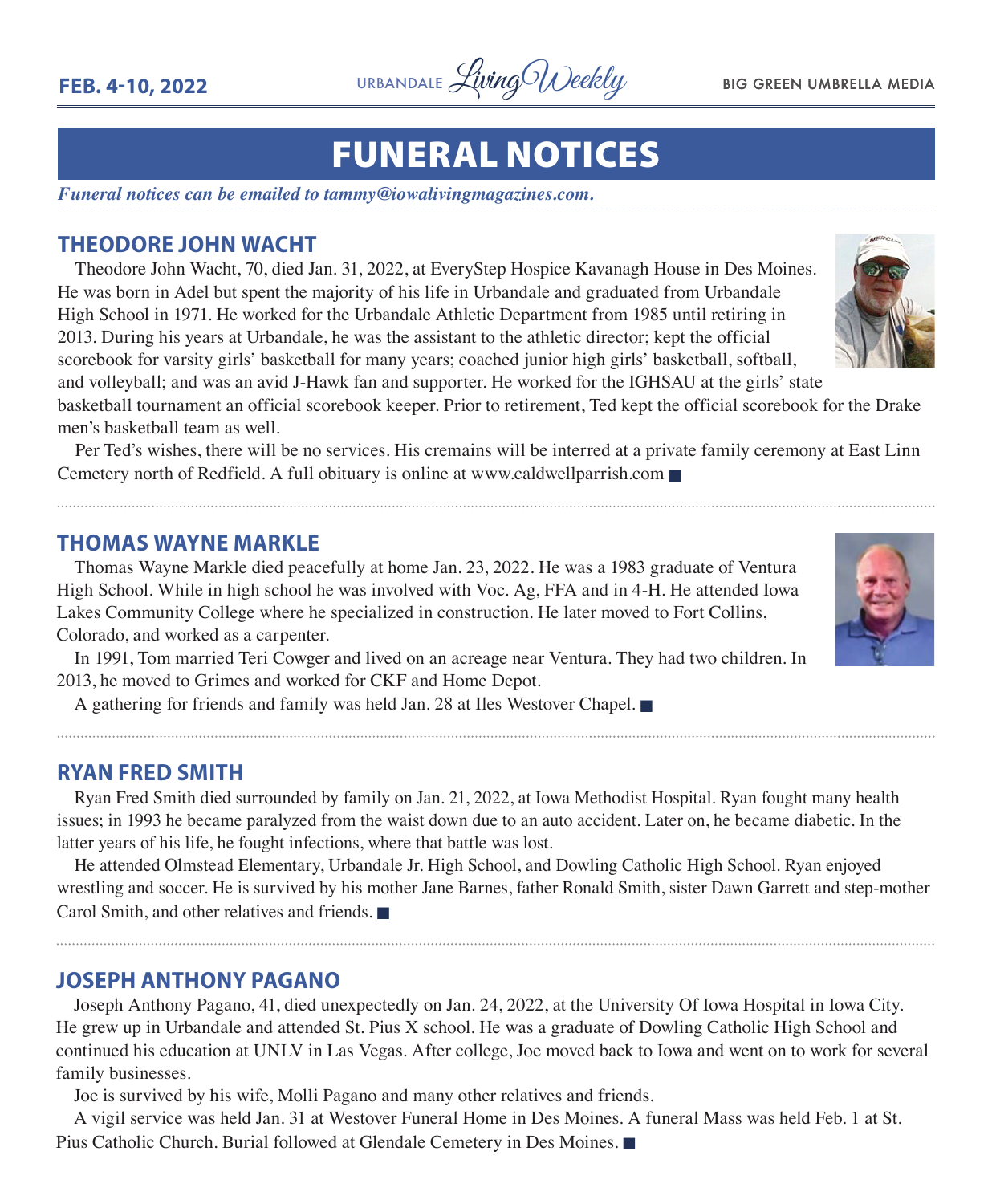# FUNERAL NOTICES

*Funeral notices can be emailed to tammy@iowalivingmagazines.com.*

## THEODORE JOHN WACHT

Theodore John Wacht, 70, died Jan. 31, 2022, at EveryStep Hospice Kavanagh House in Des Moines. He was born in Adel but spent the majority of his life in Urbandale and graduated from Urbandale High School in 1971. He worked for the Urbandale Athletic Department from 1985 until retiring in 2013. During his years at Urbandale, he was the assistant to the athletic director; kept the official scorebook for varsity girls' basketball for many years; coached junior high girls' basketball, softball, and volleyball; and was an avid J-Hawk fan and supporter. He worked for the IGHSAU at the girls' state basketball tournament an official scorebook keeper. Prior to retirement, Ted kept the official scorebook for the Drake men's basketball team as well.

Per Ted's wishes, there will be no services. His cremains will be interred at a private family ceremony at East Linn Cemetery north of Redfield. A full obituary is online at www.caldwellparrish.com ■

## THOMAS WAYNE MARKLE

Thomas Wayne Markle died peacefully at home Jan. 23, 2022. He was a 1983 graduate of Ventura High School. While in high school he was involved with Voc. Ag, FFA and in 4-H. He attended Iowa Lakes Community College where he specialized in construction. He later moved to Fort Collins, Colorado, and worked as a carpenter.

In 1991, Tom married Teri Cowger and lived on an acreage near Ventura. They had two children. In 2013, he moved to Grimes and worked for CKF and Home Depot.

A gathering for friends and family was held Jan. 28 at Iles Westover Chapel. ■

## RYAN FRED SMITH

Ryan Fred Smith died surrounded by family on Jan. 21, 2022, at Iowa Methodist Hospital. Ryan fought many health issues; in 1993 he became paralyzed from the waist down due to an auto accident. Later on, he became diabetic. In the latter years of his life, he fought infections, where that battle was lost.

He attended Olmstead Elementary, Urbandale Jr. High School, and Dowling Catholic High School. Ryan enjoyed wrestling and soccer. He is survived by his mother Jane Barnes, father Ronald Smith, sister Dawn Garrett and step-mother Carol Smith, and other relatives and friends. ■

## JOSEPH ANTHONY PAGANO

Joseph Anthony Pagano, 41, died unexpectedly on Jan. 24, 2022, at the University Of Iowa Hospital in Iowa City. He grew up in Urbandale and attended St. Pius X school. He was a graduate of Dowling Catholic High School and continued his education at UNLV in Las Vegas. After college, Joe moved back to Iowa and went on to work for several family businesses.

Joe is survived by his wife, Molli Pagano and many other relatives and friends.

A vigil service was held Jan. 31 at Westover Funeral Home in Des Moines. A funeral Mass was held Feb. 1 at St. Pius Catholic Church. Burial followed at Glendale Cemetery in Des Moines. ■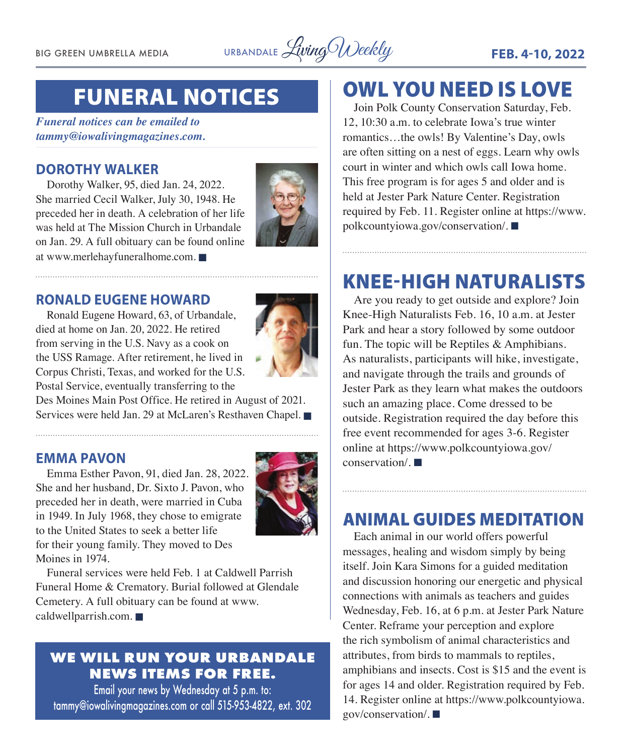# FUNERAL NOTICES

*Funeral notices can be emailed to tammy@iowalivingmagazines.com.*

## DOROTHY WALKER

Dorothy Walker, 95, died Jan. 24, 2022. She married Cecil Walker, July 30, 1948. He preceded her in death. A celebration of her life was held at The Mission Church in Urbandale on Jan. 29. A full obituary can be found online at www.merlehayfuneralhome.com. ■

## RONALD EUGENE HOWARD

Ronald Eugene Howard, 63, of Urbandale, died at home on Jan. 20, 2022. He retired from serving in the U.S. Navy as a cook on the USS Ramage. After retirement, he lived in Corpus Christi, Texas, and worked for the U.S. Postal Service, eventually transferring to the Des Moines Main Post Office. He retired in August of 2021. Services were held Jan. 29 at McLaren's Resthaven Chapel. ■

## EMMA PAVON

Emma Esther Pavon, 91, died Jan. 28, 2022. She and her husband, Dr. Sixto J. Pavon, who preceded her in death, were married in Cuba in 1949. In July 1968, they chose to emigrate to the United States to seek a better life for their young family. They moved to Des Moines in 1974.

Funeral services were held Feb. 1 at Caldwell Parrish Funeral Home & Crematory. Burial followed at Glendale Cemetery. A full obituary can be found at www.caldwellparrish.com. ■

**WE WILL RUN YOUR URBANDALE NEWS ITEMS FOR FREE.**

Email your news by Wednesday at 5 p.m. to: tammy@iowalivingmagazines.com or call 515-953-4822, ext. 302

# OWL YOU NEED IS LOVE

Join Polk County Conservation Saturday, Feb. 12, 10:30 a.m. to celebrate Iowa's true winter romantics…the owls! By Valentine's Day, owls are often sitting on a nest of eggs. Learn why owls court in winter and which owls call Iowa home. This free program is for ages 5 and older and is held at Jester Park Nature Center. Registration required by Feb. 11. Register online at https://www.polkcountyiowa.gov/conservation/. ■

# KNEE-HIGH NATURALISTS

Are you ready to get outside and explore? Join Knee-High Naturalists Feb. 16, 10 a.m. at Jester Park and hear a story followed by some outdoor fun. The topic will be Reptiles & Amphibians. As naturalists, participants will hike, investigate, and navigate through the trails and grounds of Jester Park as they learn what makes the outdoors such an amazing place. Come dressed to be outside. Registration required the day before this free event recommended for ages 3-6. Register online at https://www.polkcountyiowa.gov/conservation/. ■

# ANIMAL GUIDES MEDITATION

Each animal in our world offers powerful messages, healing and wisdom simply by being itself. Join Kara Simons for a guided meditation and discussion honoring our energetic and physical connections with animals as teachers and guides Wednesday, Feb. 16, at 6 p.m. at Jester Park Nature Center. Reframe your perception and explore the rich symbolism of animal characteristics and attributes, from birds to mammals to reptiles, amphibians and insects. Cost is $15 and the event is for ages 14 and older. Registration required by Feb. 14. Register online at https://www.polkcountyiowa.gov/conservation/. ■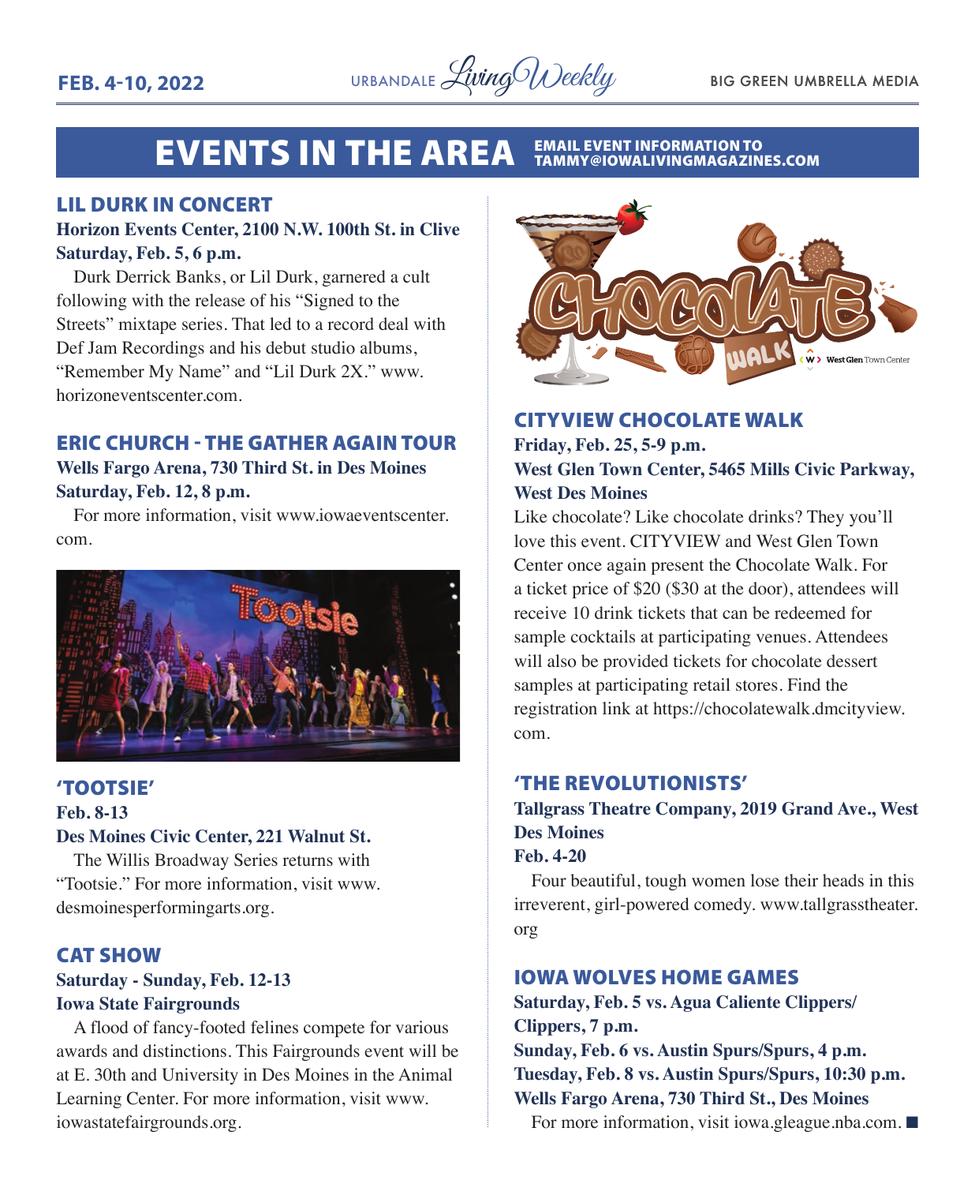# EVENTS IN THE AREA

EMAIL EVENT INFORMATION TO TAMMY@IOWALIVINGMAGAZINES.COM

## LIL DURK IN CONCERT

**Horizon Events Center, 2100 N.W. 100th St. in Clive**
**Saturday, Feb. 5, 6 p.m.**

Durk Derrick Banks, or Lil Durk, garnered a cult following with the release of his "Signed to the Streets" mixtape series. That led to a record deal with Def Jam Recordings and his debut studio albums, "Remember My Name" and "Lil Durk 2X." www.horizoneventscenter.com.

## ERIC CHURCH - THE GATHER AGAIN TOUR

**Wells Fargo Arena, 730 Third St. in Des Moines**
**Saturday, Feb. 12, 8 p.m.**

For more information, visit www.iowaeventscenter.com.

## 'TOOTSIE'

**Feb. 8-13**
**Des Moines Civic Center, 221 Walnut St.**

The Willis Broadway Series returns with "Tootsie." For more information, visit www.desmoinesperformingarts.org.

## CAT SHOW

**Saturday - Sunday, Feb. 12-13**
**Iowa State Fairgrounds**

A flood of fancy-footed felines compete for various awards and distinctions. This Fairgrounds event will be at E. 30th and University in Des Moines in the Animal Learning Center. For more information, visit www.iowastatefairgrounds.org.

## CITYVIEW CHOCOLATE WALK

**Friday, Feb. 25, 5-9 p.m.**
**West Glen Town Center, 5465 Mills Civic Parkway, West Des Moines**

Like chocolate? Like chocolate drinks? They you'll love this event. CITYVIEW and West Glen Town Center once again present the Chocolate Walk. For a ticket price of $20 ($30 at the door), attendees will receive 10 drink tickets that can be redeemed for sample cocktails at participating venues. Attendees will also be provided tickets for chocolate dessert samples at participating retail stores. Find the registration link at https://chocolatewalk.dmcityview.com.

## 'THE REVOLUTIONISTS'

**Tallgrass Theatre Company, 2019 Grand Ave., West Des Moines**
**Feb. 4-20**

Four beautiful, tough women lose their heads in this irreverent, girl-powered comedy. www.tallgrasstheater.org

## IOWA WOLVES HOME GAMES

**Saturday, Feb. 5 vs. Agua Caliente Clippers/Clippers, 7 p.m.**
**Sunday, Feb. 6 vs. Austin Spurs/Spurs, 4 p.m.**
**Tuesday, Feb. 8 vs. Austin Spurs/Spurs, 10:30 p.m.**
**Wells Fargo Arena, 730 Third St., Des Moines**

For more information, visit iowa.gleague.nba.com. ■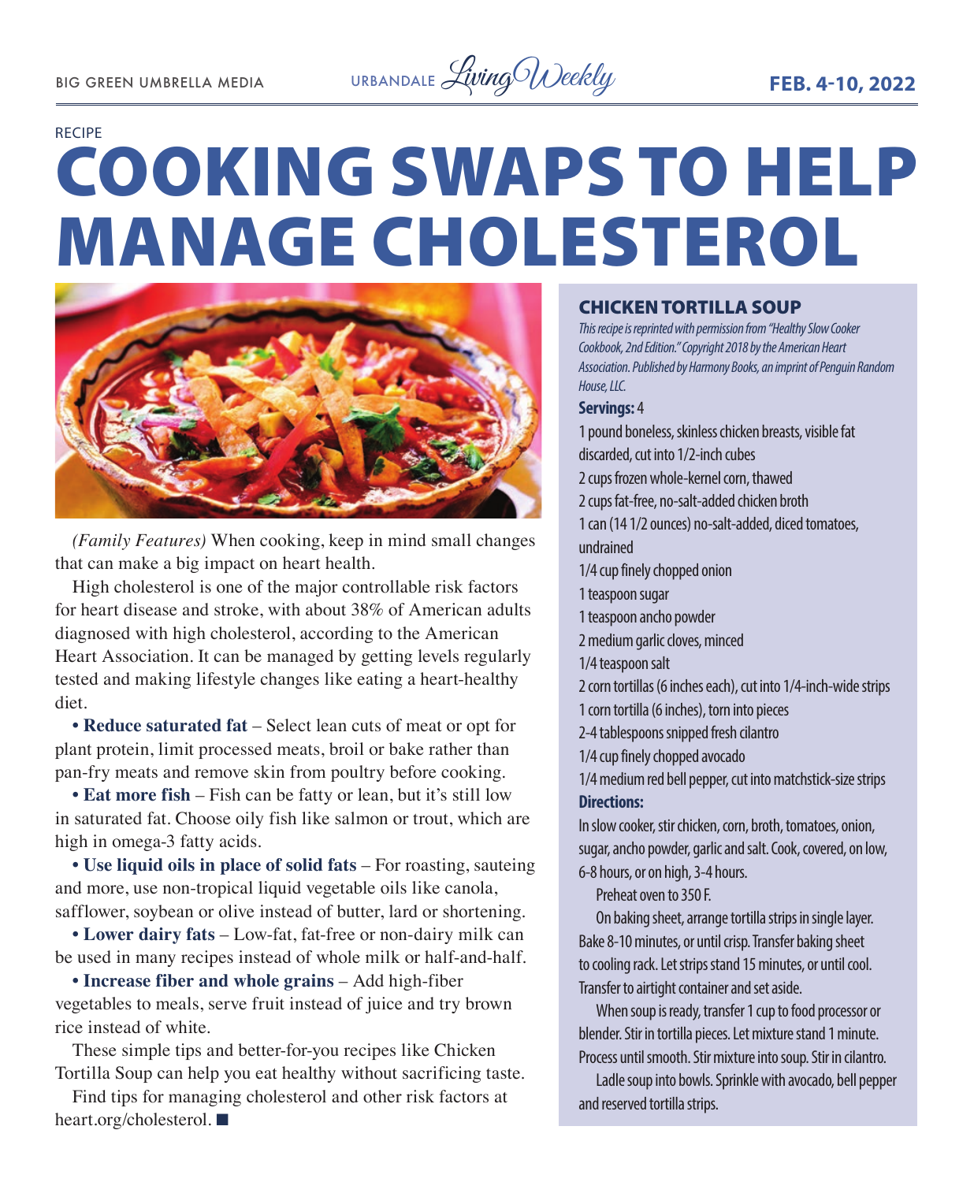RECIPE

# COOKING SWAPS TO HELP MANAGE CHOLESTEROL

*(Family Features)* When cooking, keep in mind small changes that can make a big impact on heart health.

High cholesterol is one of the major controllable risk factors for heart disease and stroke, with about 38% of American adults diagnosed with high cholesterol, according to the American Heart Association. It can be managed by getting levels regularly tested and making lifestyle changes like eating a heart-healthy diet.

- **Reduce saturated fat** – Select lean cuts of meat or opt for plant protein, limit processed meats, broil or bake rather than pan-fry meats and remove skin from poultry before cooking.
- **Eat more fish** – Fish can be fatty or lean, but it's still low in saturated fat. Choose oily fish like salmon or trout, which are high in omega-3 fatty acids.
- **Use liquid oils in place of solid fats** – For roasting, sauteing and more, use non-tropical liquid vegetable oils like canola, safflower, soybean or olive instead of butter, lard or shortening.
- **Lower dairy fats** – Low-fat, fat-free or non-dairy milk can be used in many recipes instead of whole milk or half-and-half.
- **Increase fiber and whole grains** – Add high-fiber vegetables to meals, serve fruit instead of juice and try brown rice instead of white.

These simple tips and better-for-you recipes like Chicken Tortilla Soup can help you eat healthy without sacrificing taste.

Find tips for managing cholesterol and other risk factors at heart.org/cholesterol. ■

## CHICKEN TORTILLA SOUP

*This recipe is reprinted with permission from "Healthy Slow Cooker Cookbook, 2nd Edition." Copyright 2018 by the American Heart Association. Published by Harmony Books, an imprint of Penguin Random House, LLC.*

**Servings:** 4

1 pound boneless, skinless chicken breasts, visible fat discarded, cut into 1/2-inch cubes
2 cups frozen whole-kernel corn, thawed
2 cups fat-free, no-salt-added chicken broth
1 can (14 1/2 ounces) no-salt-added, diced tomatoes, undrained
1/4 cup finely chopped onion
1 teaspoon sugar
1 teaspoon ancho powder
2 medium garlic cloves, minced
1/4 teaspoon salt
2 corn tortillas (6 inches each), cut into 1/4-inch-wide strips
1 corn tortilla (6 inches), torn into pieces
2-4 tablespoons snipped fresh cilantro
1/4 cup finely chopped avocado
1/4 medium red bell pepper, cut into matchstick-size strips

**Directions:**

In slow cooker, stir chicken, corn, broth, tomatoes, onion, sugar, ancho powder, garlic and salt. Cook, covered, on low, 6-8 hours, or on high, 3-4 hours.

Preheat oven to 350 F.

On baking sheet, arrange tortilla strips in single layer. Bake 8-10 minutes, or until crisp. Transfer baking sheet to cooling rack. Let strips stand 15 minutes, or until cool. Transfer to airtight container and set aside.

When soup is ready, transfer 1 cup to food processor or blender. Stir in tortilla pieces. Let mixture stand 1 minute. Process until smooth. Stir mixture into soup. Stir in cilantro.

Ladle soup into bowls. Sprinkle with avocado, bell pepper and reserved tortilla strips.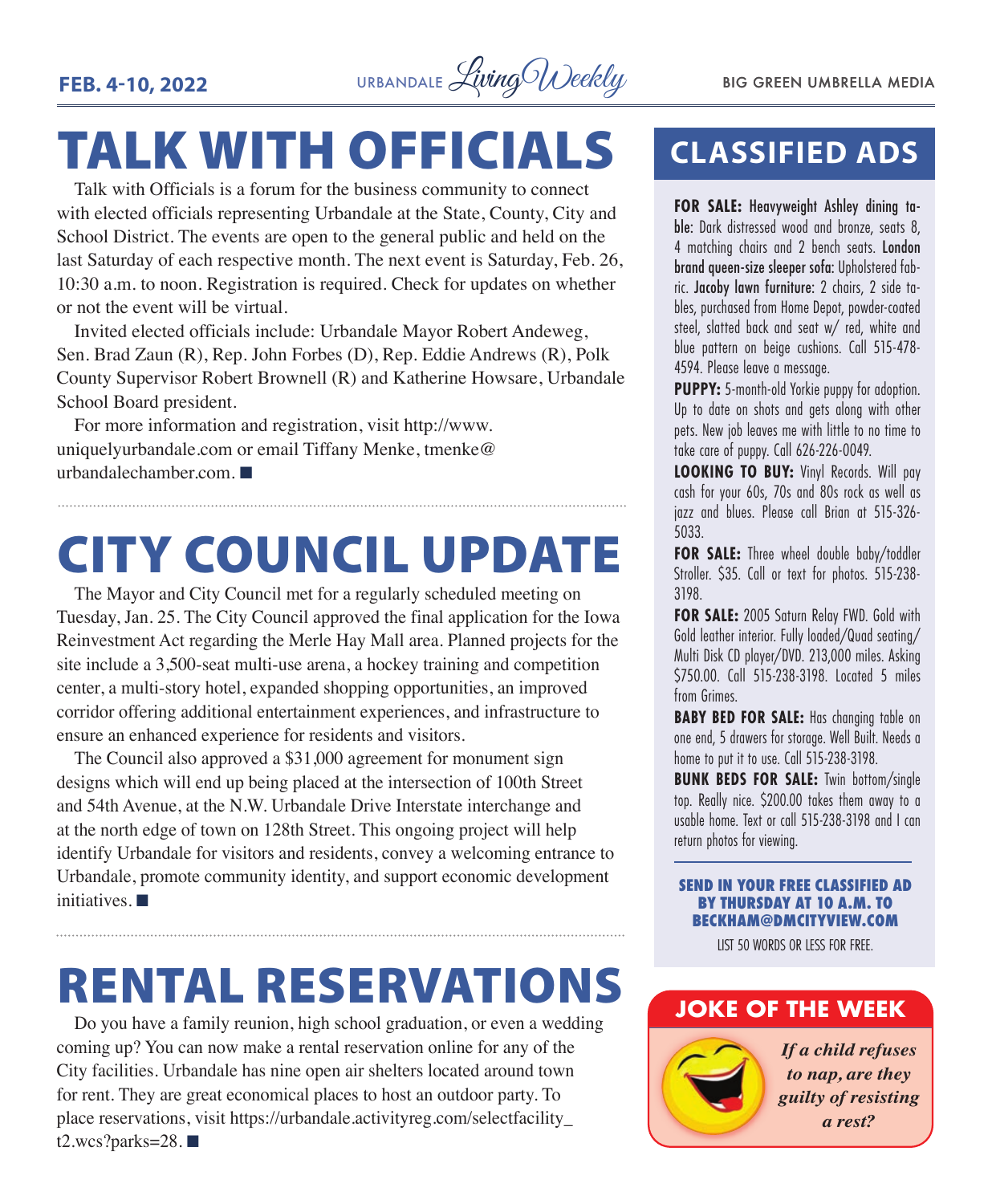# TALK WITH OFFICIALS

Talk with Officials is a forum for the business community to connect with elected officials representing Urbandale at the State, County, City and School District. The events are open to the general public and held on the last Saturday of each respective month. The next event is Saturday, Feb. 26, 10:30 a.m. to noon. Registration is required. Check for updates on whether or not the event will be virtual.

Invited elected officials include: Urbandale Mayor Robert Andeweg, Sen. Brad Zaun (R), Rep. John Forbes (D), Rep. Eddie Andrews (R), Polk County Supervisor Robert Brownell (R) and Katherine Howsare, Urbandale School Board president.

For more information and registration, visit http://www.uniquelyurbandale.com or email Tiffany Menke, tmenke@urbandalechamber.com. ■

# CITY COUNCIL UPDATE

The Mayor and City Council met for a regularly scheduled meeting on Tuesday, Jan. 25. The City Council approved the final application for the Iowa Reinvestment Act regarding the Merle Hay Mall area. Planned projects for the site include a 3,500-seat multi-use arena, a hockey training and competition center, a multi-story hotel, expanded shopping opportunities, an improved corridor offering additional entertainment experiences, and infrastructure to ensure an enhanced experience for residents and visitors.

The Council also approved a $31,000 agreement for monument sign designs which will end up being placed at the intersection of 100th Street and 54th Avenue, at the N.W. Urbandale Drive Interstate interchange and at the north edge of town on 128th Street. This ongoing project will help identify Urbandale for visitors and residents, convey a welcoming entrance to Urbandale, promote community identity, and support economic development initiatives. ■

# RENTAL RESERVATIONS

Do you have a family reunion, high school graduation, or even a wedding coming up? You can now make a rental reservation online for any of the City facilities. Urbandale has nine open air shelters located around town for rent. They are great economical places to host an outdoor party. To place reservations, visit https://urbandale.activityreg.com/selectfacility_t2.wcs?parks=28. ■

# CLASSIFIED ADS

**FOR SALE:** Heavyweight Ashley dining table: Dark distressed wood and bronze, seats 8, 4 matching chairs and 2 bench seats. London brand queen-size sleeper sofa: Upholstered fabric. Jacoby lawn furniture: 2 chairs, 2 side tables, purchased from Home Depot, powder-coated steel, slatted back and seat w/ red, white and blue pattern on beige cushions. Call 515-478-4594. Please leave a message.

**PUPPY:** 5-month-old Yorkie puppy for adoption. Up to date on shots and gets along with other pets. New job leaves me with little to no time to take care of puppy. Call 626-226-0049.

**LOOKING TO BUY:** Vinyl Records. Will pay cash for your 60s, 70s and 80s rock as well as jazz and blues. Please call Brian at 515-326-5033.

**FOR SALE:** Three wheel double baby/toddler Stroller. $35. Call or text for photos. 515-238-3198.

**FOR SALE:** 2005 Saturn Relay FWD. Gold with Gold leather interior. Fully loaded/Quad seating/Multi Disk CD player/DVD. 213,000 miles. Asking $750.00. Call 515-238-3198. Located 5 miles from Grimes.

**BABY BED FOR SALE:** Has changing table on one end, 5 drawers for storage. Well Built. Needs a home to put it to use. Call 515-238-3198.

**BUNK BEDS FOR SALE:** Twin bottom/single top. Really nice. $200.00 takes them away to a usable home. Text or call 515-238-3198 and I can return photos for viewing.

**SEND IN YOUR FREE CLASSIFIED AD BY THURSDAY AT 10 A.M. TO BECKHAM@DMCITYVIEW.COM**

LIST 50 WORDS OR LESS FOR FREE.

## JOKE OF THE WEEK

***If a child refuses to nap, are they guilty of resisting a rest?***